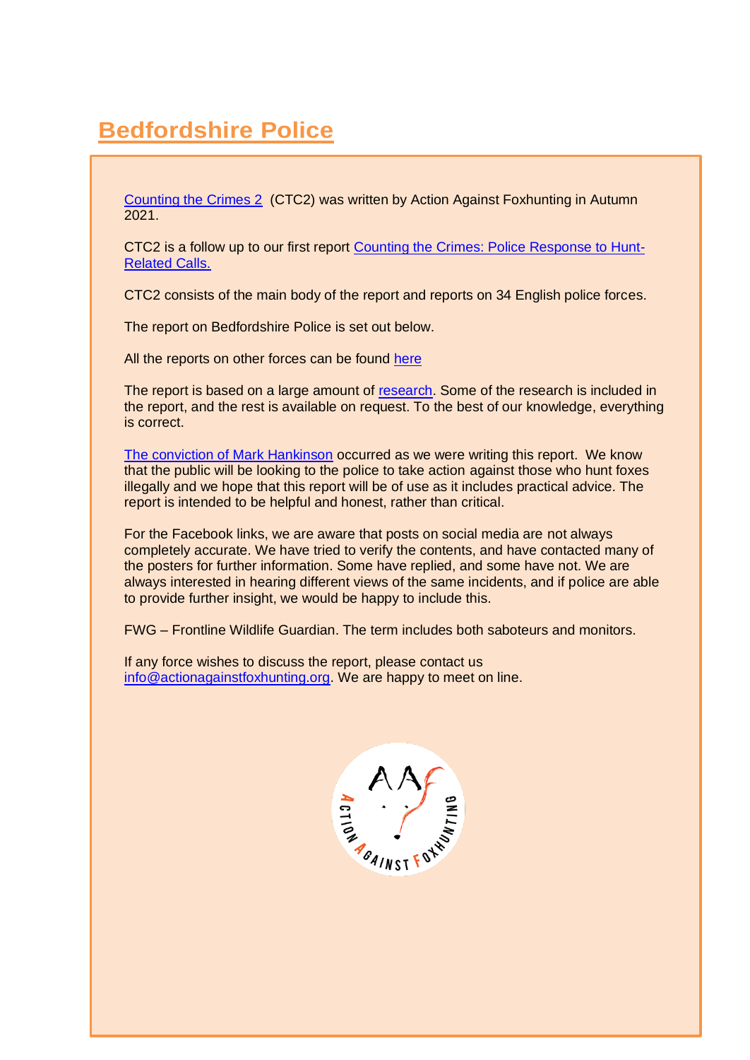# Bedfordshire Police

Counting the Crimes 2 (CTC2) was written by Action Against Foxhunting in Autumn 2021.

CTC2 is a follow up to our first report Counting the Crimes: Police Response to Hunt-Related Calls.

CTC2 consists of the main body of the report and reports on 34 English police forces.

The report on Bedfordshire Police is set out below.

All the reports on other forces can be found here

The report is based on a large amount of research. Some of the research is included in the report, and the rest is available on request. To the best of our knowledge, everything is correct.

The conviction of Mark Hankinson occurred as we were writing this report. We know that the public will be looking to the police to take action against those who hunt foxes illegally and we hope that this report will be of use as it includes practical advice. The report is intended to be helpful and honest, rather than critical.

For the Facebook links, we are aware that posts on social media are not always completely accurate. We have tried to verify the contents, and have contacted many of the posters for further information. Some have replied, and some have not. We are always interested in hearing different views of the same incidents, and if police are able to provide further insight, we would be happy to include this.

FWG – Frontline Wildlife Guardian. The term includes both saboteurs and monitors.

If any force wishes to discuss the report, please contact us info@actionagainstfoxhunting.org. We are happy to meet on line.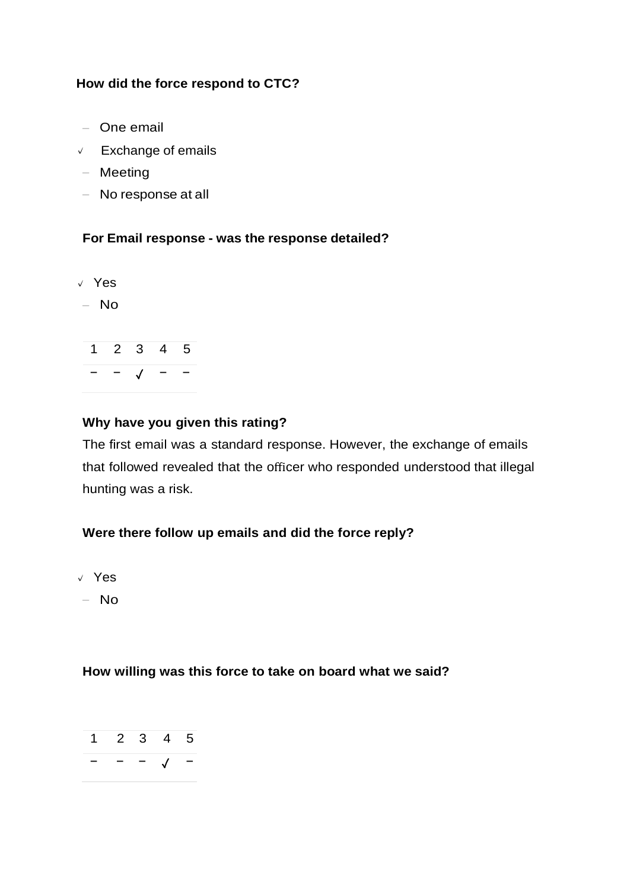**How did the force respond to CTC?**

- – One email
- √ Exchange of emails
- – Meeting
- – No response at all

**For Email response - was the response detailed?**

- √ Yes
- – No

| 1 | 2 | 3 | 4 | 5 |
|---|---|---|---|---|
| – | – | √ | – | – |

**Why have you given this rating?**

The first email was a standard response. However, the exchange of emails that followed revealed that the officer who responded understood that illegal hunting was a risk.

**Were there follow up emails and did the force reply?**

- √ Yes
- – No

**How willing was this force to take on board what we said?**

| 1 | 2 | 3 | 4 | 5 |
|---|---|---|---|---|
| – | – | – | √ | – |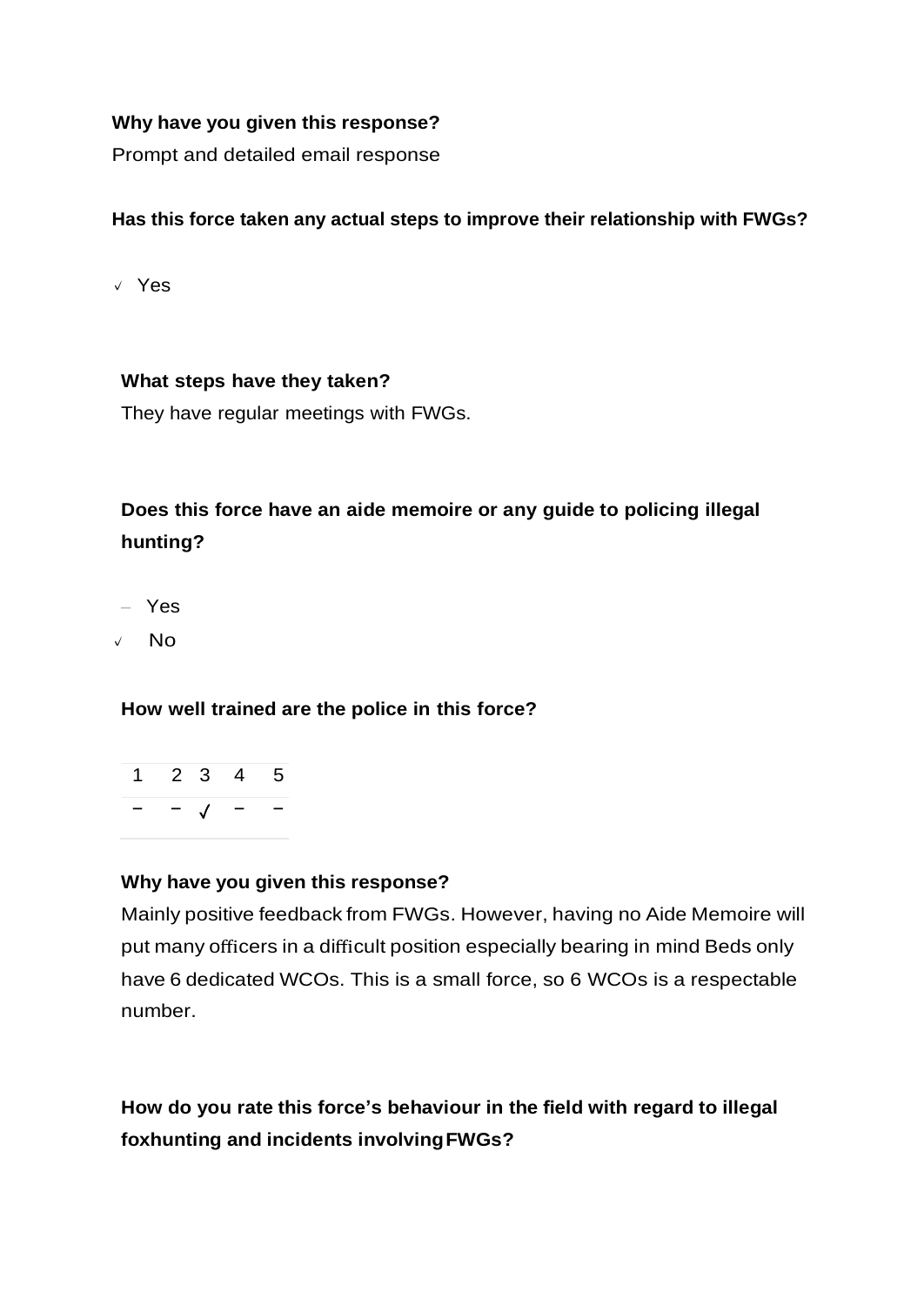**Why have you given this response?**

Prompt and detailed email response

**Has this force taken any actual steps to improve their relationship with FWGs?**

✓ Yes

**What steps have they taken?**

They have regular meetings with FWGs.

**Does this force have an aide memoire or any guide to policing illegal hunting?**

– Yes

✓ No

**How well trained are the police in this force?**

| 1 | 2 | 3 | 4 | 5 |
|---|---|---|---|---|
| – | – | ✓ | – | – |

**Why have you given this response?**

Mainly positive feedback from FWGs. However, having no Aide Memoire will put many officers in a difficult position especially bearing in mind Beds only have 6 dedicated WCOs. This is a small force, so 6 WCOs is a respectable number.

**How do you rate this force's behaviour in the field with regard to illegal foxhunting and incidents involving FWGs?**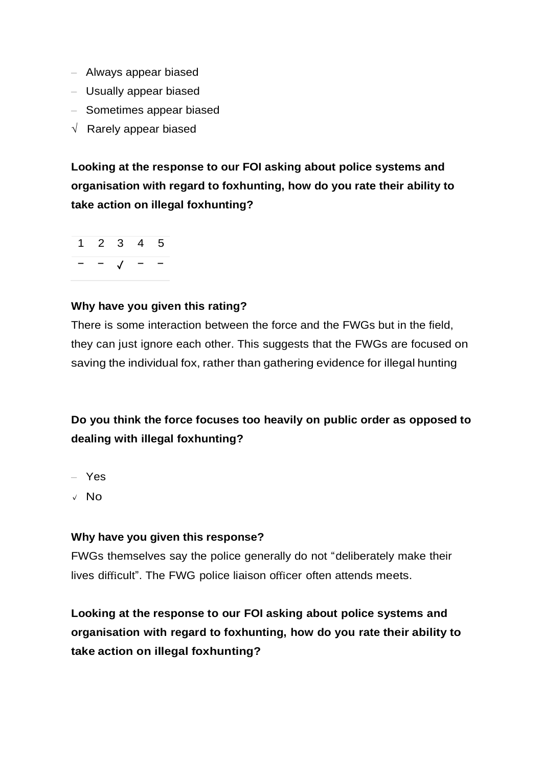- – Always appear biased
- – Usually appear biased
- – Sometimes appear biased
- √ Rarely appear biased

**Looking at the response to our FOI asking about police systems and organisation with regard to foxhunting, how do you rate their ability to take action on illegal foxhunting?**

| 1 | 2 | 3 | 4 | 5 |
|---|---|---|---|---|
| – | – | √ | – | – |

**Why have you given this rating?**

There is some interaction between the force and the FWGs but in the field, they can just ignore each other. This suggests that the FWGs are focused on saving the individual fox, rather than gathering evidence for illegal hunting

**Do you think the force focuses too heavily on public order as opposed to dealing with illegal foxhunting?**

- – Yes
- √ No

**Why have you given this response?**

FWGs themselves say the police generally do not "deliberately make their lives difficult". The FWG police liaison officer often attends meets.

**Looking at the response to our FOI asking about police systems and organisation with regard to foxhunting, how do you rate their ability to take action on illegal foxhunting?**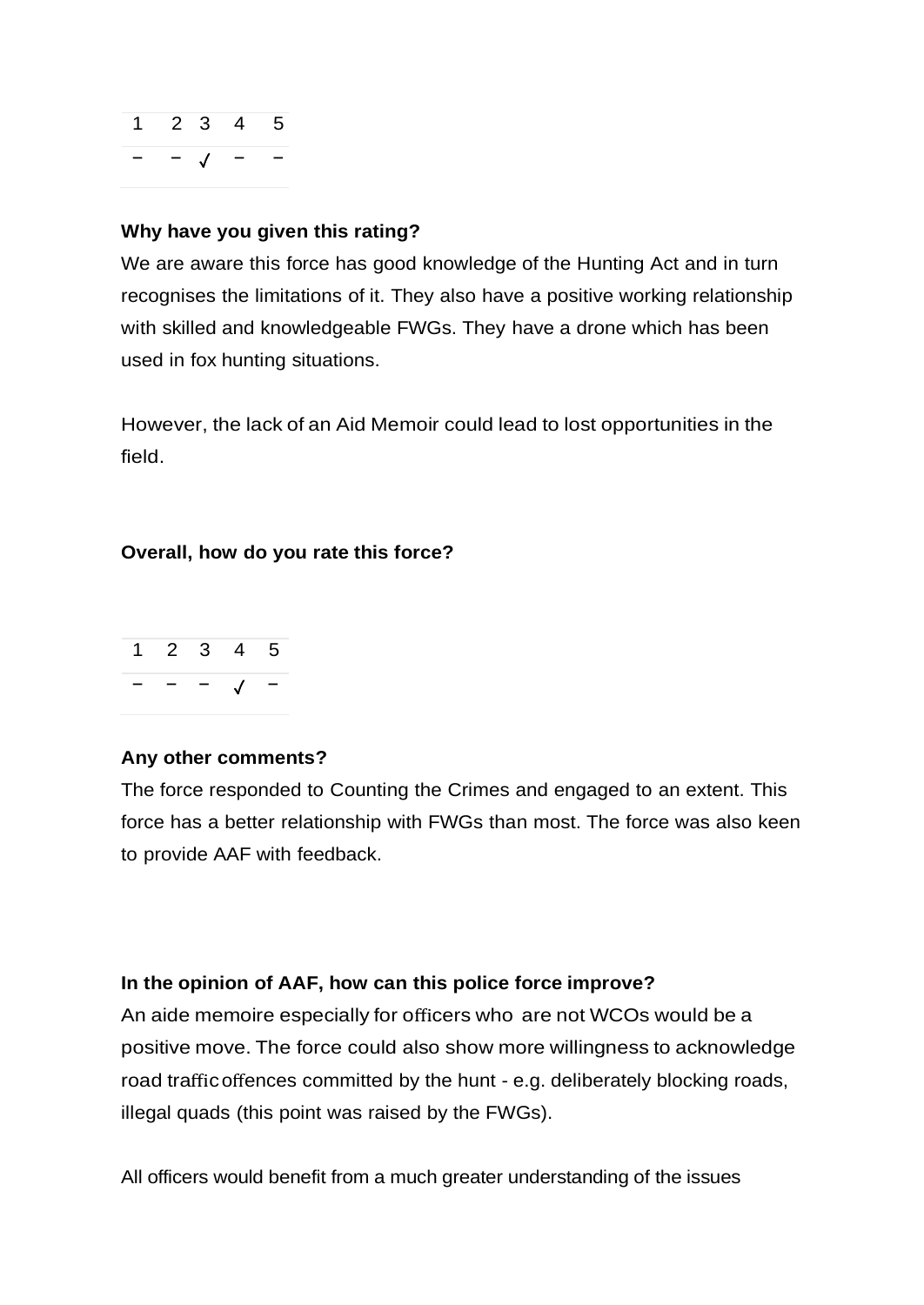| 1 | 2 | 3 | 4 | 5 |
|---|---|---|---|---|
| – | – | ✓ | – | – |

**Why have you given this rating?**

We are aware this force has good knowledge of the Hunting Act and in turn recognises the limitations of it. They also have a positive working relationship with skilled and knowledgeable FWGs. They have a drone which has been used in fox hunting situations.

However, the lack of an Aid Memoir could lead to lost opportunities in the field.

**Overall, how do you rate this force?**

| 1 | 2 | 3 | 4 | 5 |
|---|---|---|---|---|
| – | – | – | ✓ | – |

**Any other comments?**

The force responded to Counting the Crimes and engaged to an extent. This force has a better relationship with FWGs than most. The force was also keen to provide AAF with feedback.

**In the opinion of AAF, how can this police force improve?**

An aide memoire especially for officers who are not WCOs would be a positive move. The force could also show more willingness to acknowledge road traffic offences committed by the hunt - e.g. deliberately blocking roads, illegal quads (this point was raised by the FWGs).

All officers would benefit from a much greater understanding of the issues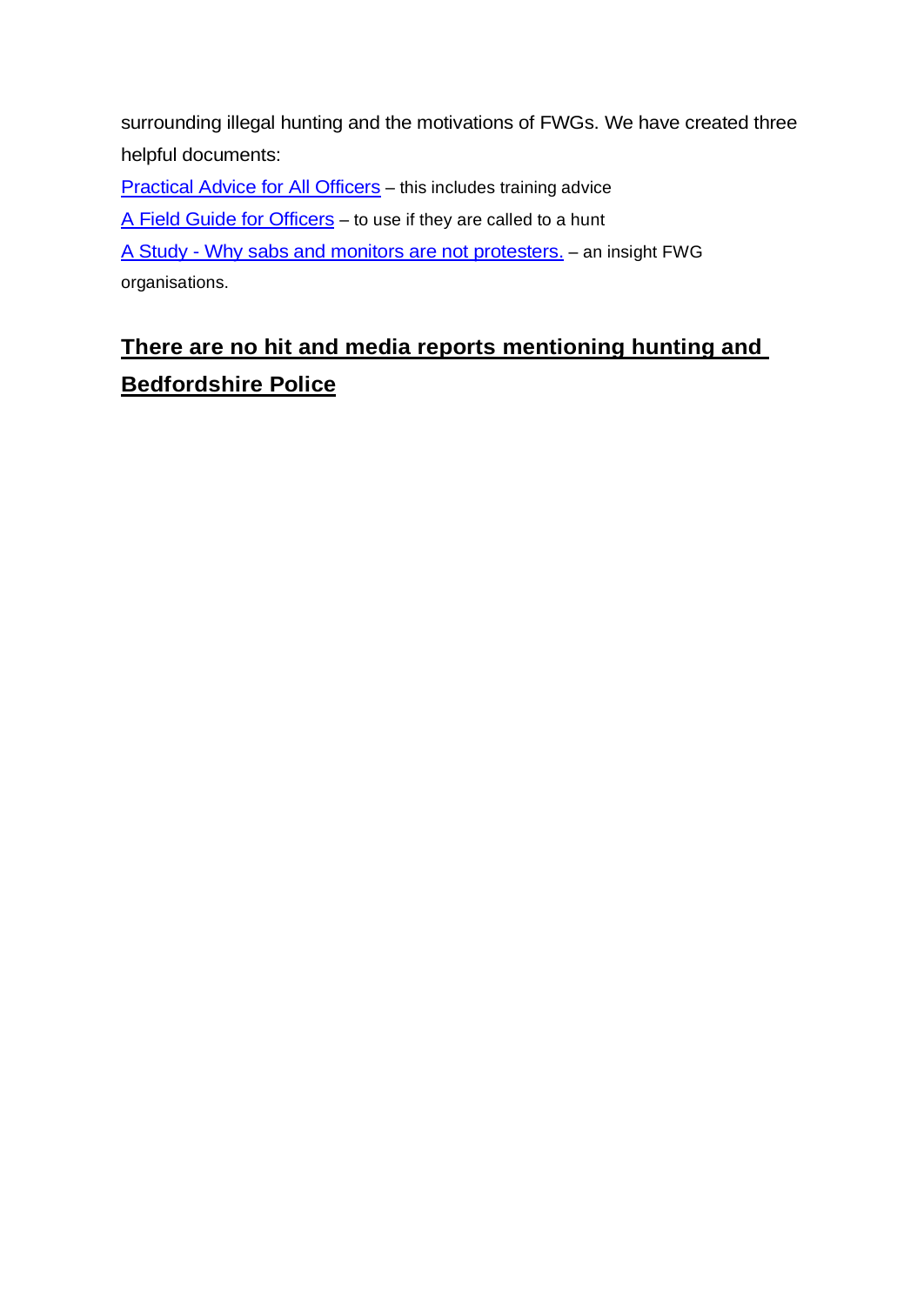surrounding illegal hunting and the motivations of FWGs. We have created three helpful documents:

[Practical Advice for All Officers] – this includes training advice

[A Field Guide for Officers] – to use if they are called to a hunt

[A Study - Why sabs and monitors are not protesters.] – an insight FWG organisations.

## There are no hit and media reports mentioning hunting and Bedfordshire Police